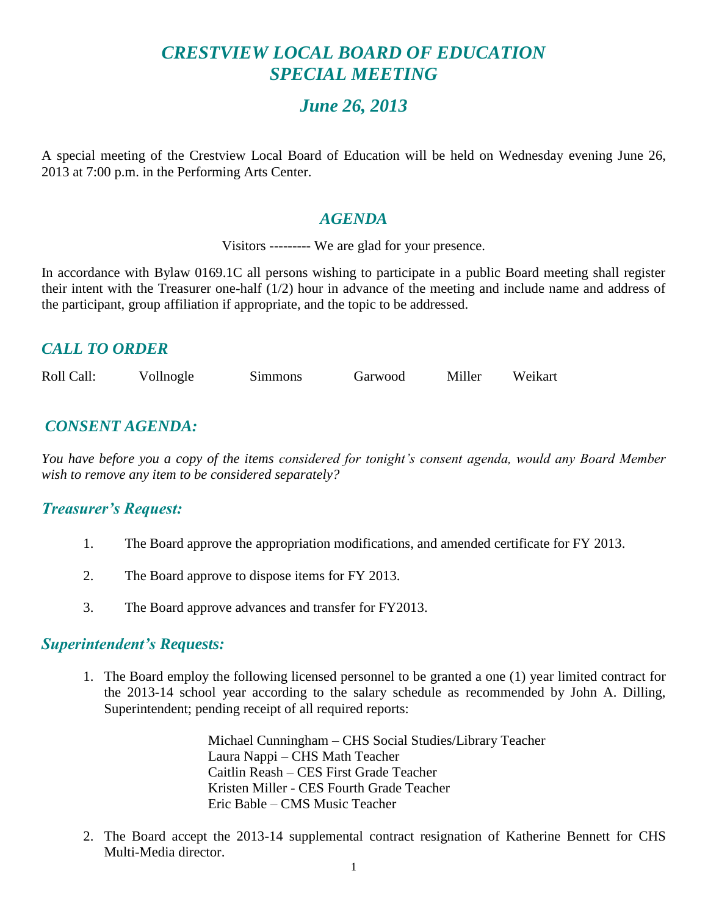# *CRESTVIEW LOCAL BOARD OF EDUCATION SPECIAL MEETING*

## *June 26, 2013*

A special meeting of the Crestview Local Board of Education will be held on Wednesday evening June 26, 2013 at 7:00 p.m. in the Performing Arts Center.

## *AGENDA*

Visitors --------- We are glad for your presence.

In accordance with Bylaw 0169.1C all persons wishing to participate in a public Board meeting shall register their intent with the Treasurer one-half (1/2) hour in advance of the meeting and include name and address of the participant, group affiliation if appropriate, and the topic to be addressed.

## *CALL TO ORDER*

Roll Call: Vollnogle Simmons Garwood Miller Weikart

## *CONSENT AGENDA:*

*You have before you a copy of the items considered for tonight's consent agenda, would any Board Member wish to remove any item to be considered separately?*

### *Treasurer's Request:*

1. The Board approve the appropriation modifications, and amended certificate for FY 2013.
2. The Board approve to dispose items for FY 2013.
3. The Board approve advances and transfer for FY2013.

### *Superintendent's Requests:*

1. The Board employ the following licensed personnel to be granted a one (1) year limited contract for the 2013-14 school year according to the salary schedule as recommended by John A. Dilling, Superintendent; pending receipt of all required reports:

   Michael Cunningham – CHS Social Studies/Library Teacher
   Laura Nappi – CHS Math Teacher
   Caitlin Reash – CES First Grade Teacher
   Kristen Miller - CES Fourth Grade Teacher
   Eric Bable – CMS Music Teacher

2. The Board accept the 2013-14 supplemental contract resignation of Katherine Bennett for CHS Multi-Media director.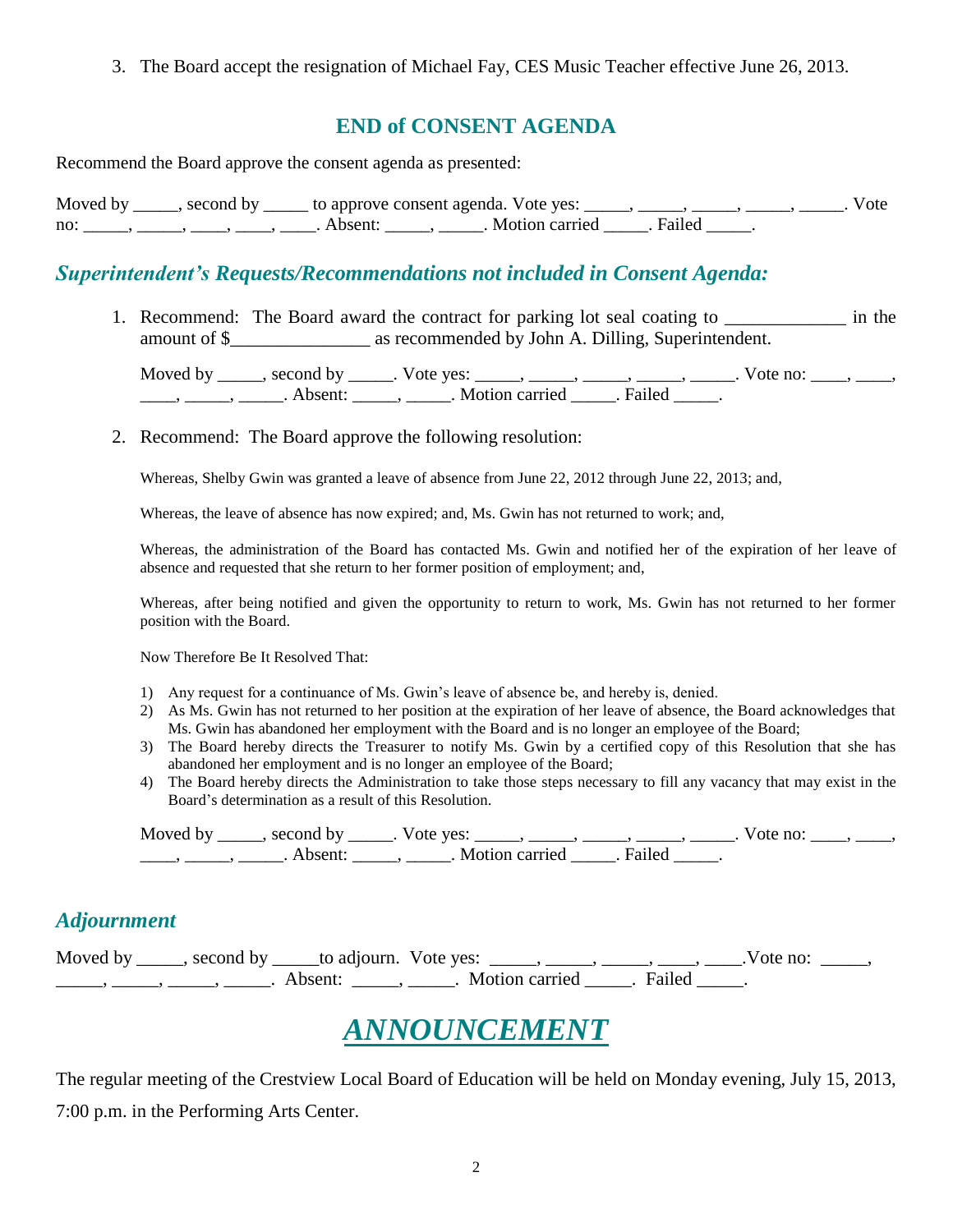3. The Board accept the resignation of Michael Fay, CES Music Teacher effective June 26, 2013.

## END of CONSENT AGENDA

Recommend the Board approve the consent agenda as presented:

Moved by _____, second by _____ to approve consent agenda. Vote yes: _____, _____, _____, _____, _____. Vote no: _____, _____, ____, ____, ____. Absent: _____, _____. Motion carried _____. Failed _____.

## *Superintendent's Requests/Recommendations not included in Consent Agenda:*

1. Recommend: The Board award the contract for parking lot seal coating to _____________ in the amount of $_______________ as recommended by John A. Dilling, Superintendent.

   Moved by _____, second by _____. Vote yes: _____, _____, _____, _____, _____. Vote no: ____, ____, ____, _____, _____. Absent: _____, _____. Motion carried _____. Failed _____.

2. Recommend: The Board approve the following resolution:

   Whereas, Shelby Gwin was granted a leave of absence from June 22, 2012 through June 22, 2013; and,

   Whereas, the leave of absence has now expired; and, Ms. Gwin has not returned to work; and,

   Whereas, the administration of the Board has contacted Ms. Gwin and notified her of the expiration of her leave of absence and requested that she return to her former position of employment; and,

   Whereas, after being notified and given the opportunity to return to work, Ms. Gwin has not returned to her former position with the Board.

   Now Therefore Be It Resolved That:

   1) Any request for a continuance of Ms. Gwin's leave of absence be, and hereby is, denied.
   2) As Ms. Gwin has not returned to her position at the expiration of her leave of absence, the Board acknowledges that Ms. Gwin has abandoned her employment with the Board and is no longer an employee of the Board;
   3) The Board hereby directs the Treasurer to notify Ms. Gwin by a certified copy of this Resolution that she has abandoned her employment and is no longer an employee of the Board;
   4) The Board hereby directs the Administration to take those steps necessary to fill any vacancy that may exist in the Board's determination as a result of this Resolution.

   Moved by _____, second by _____. Vote yes: _____, _____, _____, _____, _____. Vote no: ____, ____, ____, _____, _____. Absent: _____, _____. Motion carried _____. Failed _____.

## *Adjournment*

Moved by _____, second by _____to adjourn. Vote yes: _____, _____, _____, ____, ____.Vote no: _____, _____, _____, _____, _____. Absent: _____, _____. Motion carried _____. Failed _____.

# *ANNOUNCEMENT*

The regular meeting of the Crestview Local Board of Education will be held on Monday evening, July 15, 2013, 7:00 p.m. in the Performing Arts Center.